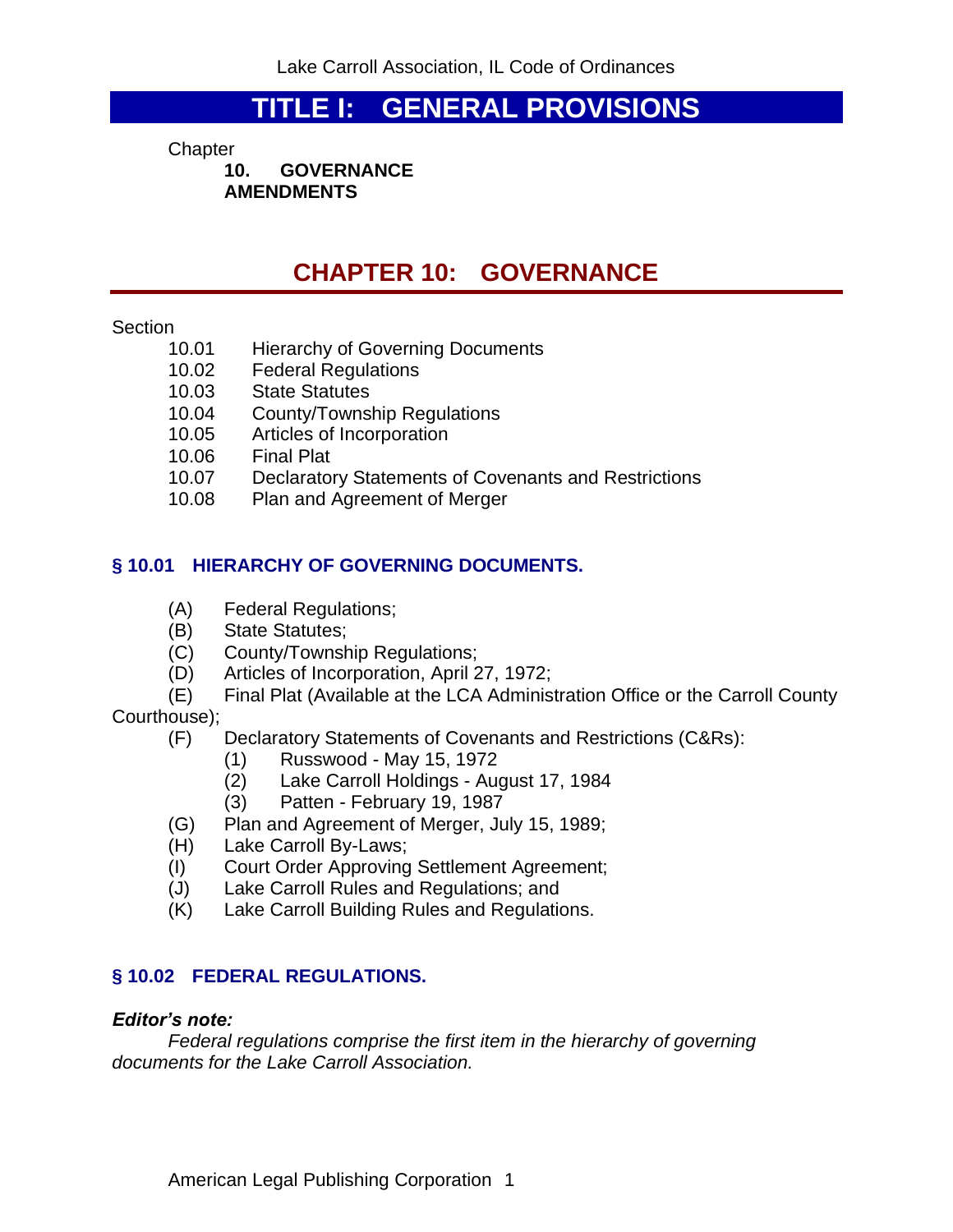# TITLE I: GENERAL PROVISIONS

Chapter

**10. GOVERNANCE**

**AMENDMENTS**

## CHAPTER 10: GOVERNANCE

Section

- 10.01 Hierarchy of Governing Documents
- 10.02 Federal Regulations
- 10.03 State Statutes
- 10.04 County/Township Regulations
- 10.05 Articles of Incorporation
- 10.06 Final Plat
- 10.07 Declaratory Statements of Covenants and Restrictions
- 10.08 Plan and Agreement of Merger

### § 10.01 HIERARCHY OF GOVERNING DOCUMENTS.

(A) Federal Regulations;

(B) State Statutes;

(C) County/Township Regulations;

(D) Articles of Incorporation, April 27, 1972;

(E) Final Plat (Available at the LCA Administration Office or the Carroll County Courthouse);

(F) Declaratory Statements of Covenants and Restrictions (C&Rs):

(1) Russwood - May 15, 1972

(2) Lake Carroll Holdings - August 17, 1984

(3) Patten - February 19, 1987

(G) Plan and Agreement of Merger, July 15, 1989;

(H) Lake Carroll By-Laws;

(I) Court Order Approving Settlement Agreement;

(J) Lake Carroll Rules and Regulations; and

(K) Lake Carroll Building Rules and Regulations.

### § 10.02 FEDERAL REGULATIONS.

***Editor's note:***

*Federal regulations comprise the first item in the hierarchy of governing documents for the Lake Carroll Association.*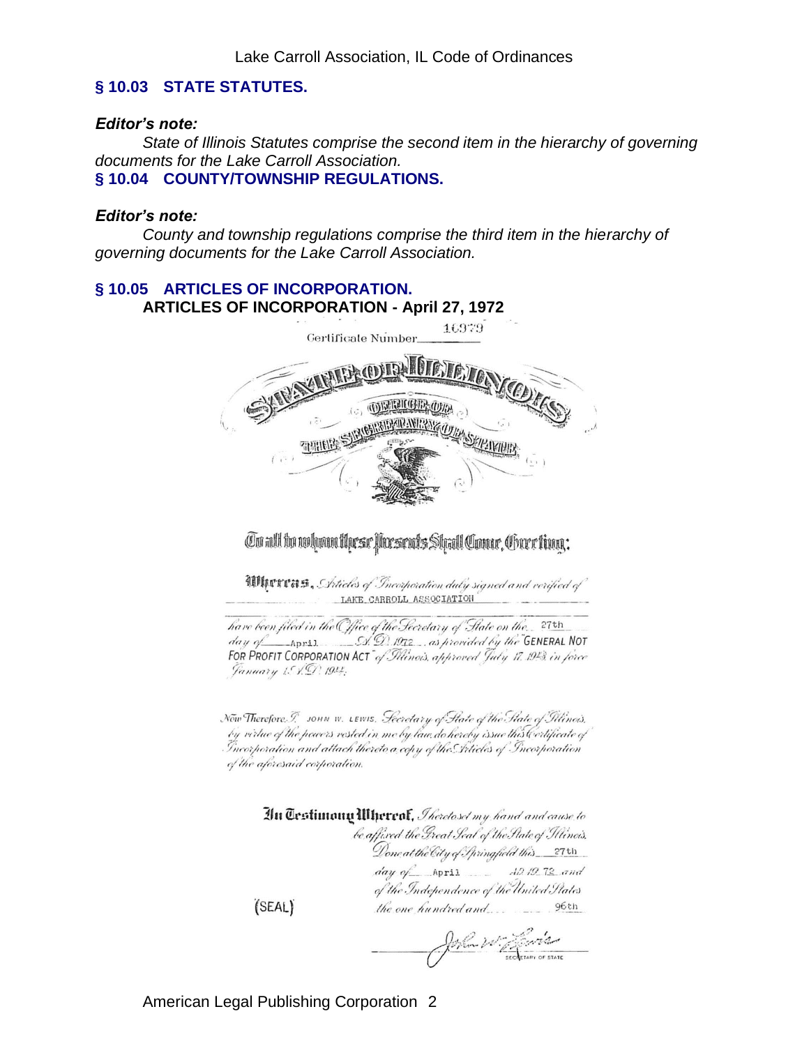## § 10.03 STATE STATUTES.

***Editor's note:***

*State of Illinois Statutes comprise the second item in the hierarchy of governing documents for the Lake Carroll Association.*

## § 10.04 COUNTY/TOWNSHIP REGULATIONS.

***Editor's note:***

*County and township regulations comprise the third item in the hierarchy of governing documents for the Lake Carroll Association.*

## § 10.05 ARTICLES OF INCORPORATION.

**ARTICLES OF INCORPORATION - April 27, 1972**

Certificate Number 16979

STATE OF ILLINOIS
OFFICE OF
THE SECRETARY OF STATE

To all to whom these Presents Shall Come, Greeting:

**Whereas,** *Articles of Incorporation duly signed and verified of* LAKE CARROLL ASSOCIATION *have been filed in the Office of the Secretary of State on the* 27th *day of* April *A.D. 1972, as provided by the* "GENERAL NOT FOR PROFIT CORPORATION ACT" *of Illinois, approved July 17, 1943, in force January 1, A.D. 1944;*

*Now Therefore, I,* JOHN W. LEWIS, *Secretary of State of the State of Illinois, by virtue of the powers vested in me by law, do hereby issue this Certificate of Incorporation and attach thereto a copy of the Articles of Incorporation of the aforesaid corporation.*

**In Testimony Whereof,** *I hereto set my hand and cause to be affixed the Great Seal of the State of Illinois. Done at the City of Springfield this* 27th *day of* April *AD 19*72 *and of the Independence of the United States the one hundred and* 96th

(SEAL)

SECRETARY OF STATE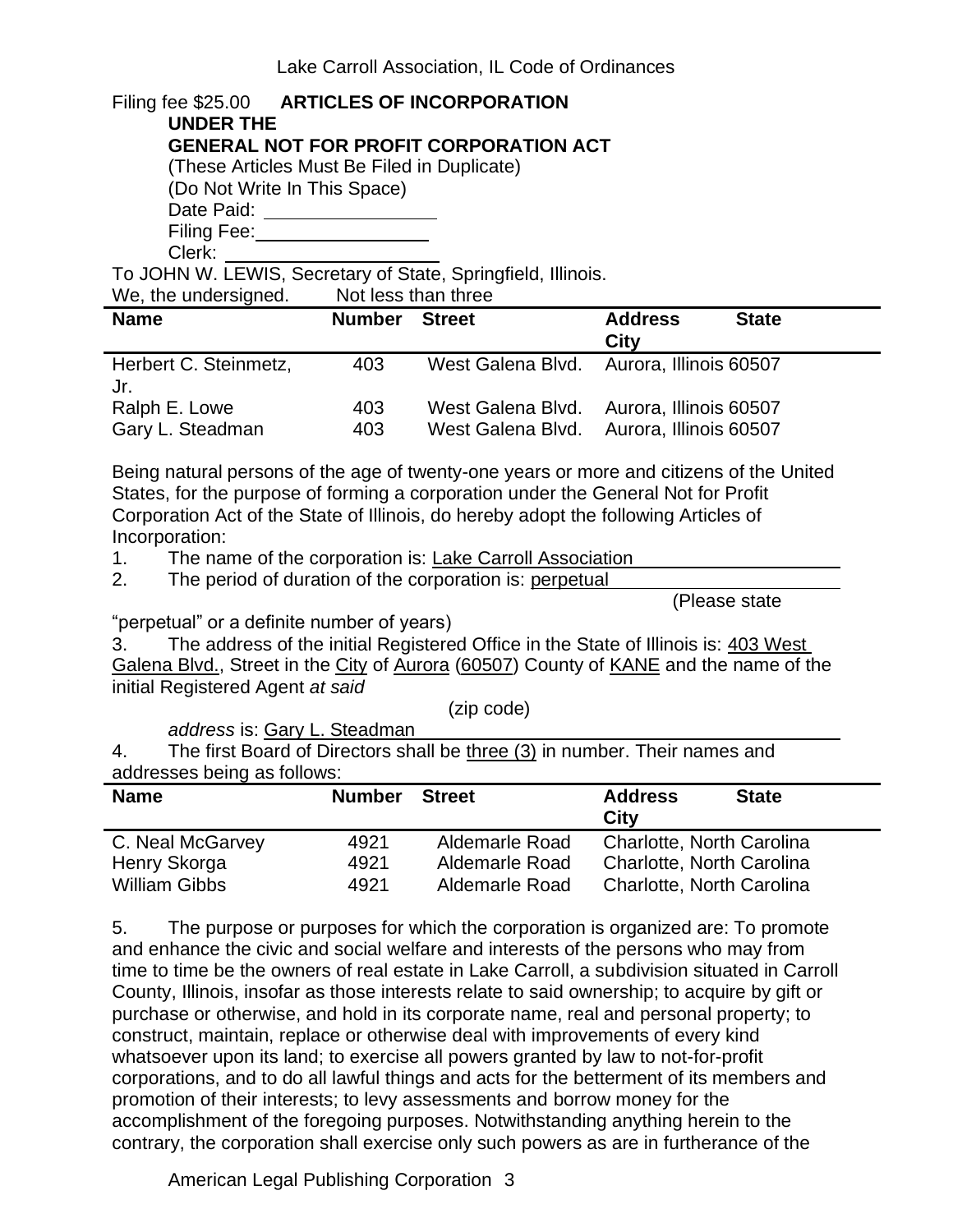Filing fee $25.00 **ARTICLES OF INCORPORATION**
**UNDER THE**
**GENERAL NOT FOR PROFIT CORPORATION ACT**

(These Articles Must Be Filed in Duplicate)

(Do Not Write In This Space)

Date Paid: ________________

Filing Fee: ________________

Clerk: ________________

To JOHN W. LEWIS, Secretary of State, Springfield, Illinois.

We, the undersigned. Not less than three

| Name | Number | Street | Address City | State |
|---|---|---|---|---|
| Herbert C. Steinmetz, Jr. | 403 | West Galena Blvd. | Aurora, Illinois 60507 | |
| Ralph E. Lowe | 403 | West Galena Blvd. | Aurora, Illinois 60507 | |
| Gary L. Steadman | 403 | West Galena Blvd. | Aurora, Illinois 60507 | |

Being natural persons of the age of twenty-one years or more and citizens of the United States, for the purpose of forming a corporation under the General Not for Profit Corporation Act of the State of Illinois, do hereby adopt the following Articles of Incorporation:

1. The name of the corporation is: Lake Carroll Association
2. The period of duration of the corporation is: perpetual (Please state "perpetual" or a definite number of years)
3. The address of the initial Registered Office in the State of Illinois is: 403 West Galena Blvd., Street in the City of Aurora (60507) (zip code) County of KANE and the name of the initial Registered Agent *at said address* is: Gary L. Steadman
4. The first Board of Directors shall be three (3) in number. Their names and addresses being as follows:

| Name | Number | Street | Address City | State |
|---|---|---|---|---|
| C. Neal McGarvey | 4921 | Aldemarle Road | Charlotte, North Carolina | |
| Henry Skorga | 4921 | Aldemarle Road | Charlotte, North Carolina | |
| William Gibbs | 4921 | Aldemarle Road | Charlotte, North Carolina | |

5. The purpose or purposes for which the corporation is organized are: To promote and enhance the civic and social welfare and interests of the persons who may from time to time be the owners of real estate in Lake Carroll, a subdivision situated in Carroll County, Illinois, insofar as those interests relate to said ownership; to acquire by gift or purchase or otherwise, and hold in its corporate name, real and personal property; to construct, maintain, replace or otherwise deal with improvements of every kind whatsoever upon its land; to exercise all powers granted by law to not-for-profit corporations, and to do all lawful things and acts for the betterment of its members and promotion of their interests; to levy assessments and borrow money for the accomplishment of the foregoing purposes. Notwithstanding anything herein to the contrary, the corporation shall exercise only such powers as are in furtherance of the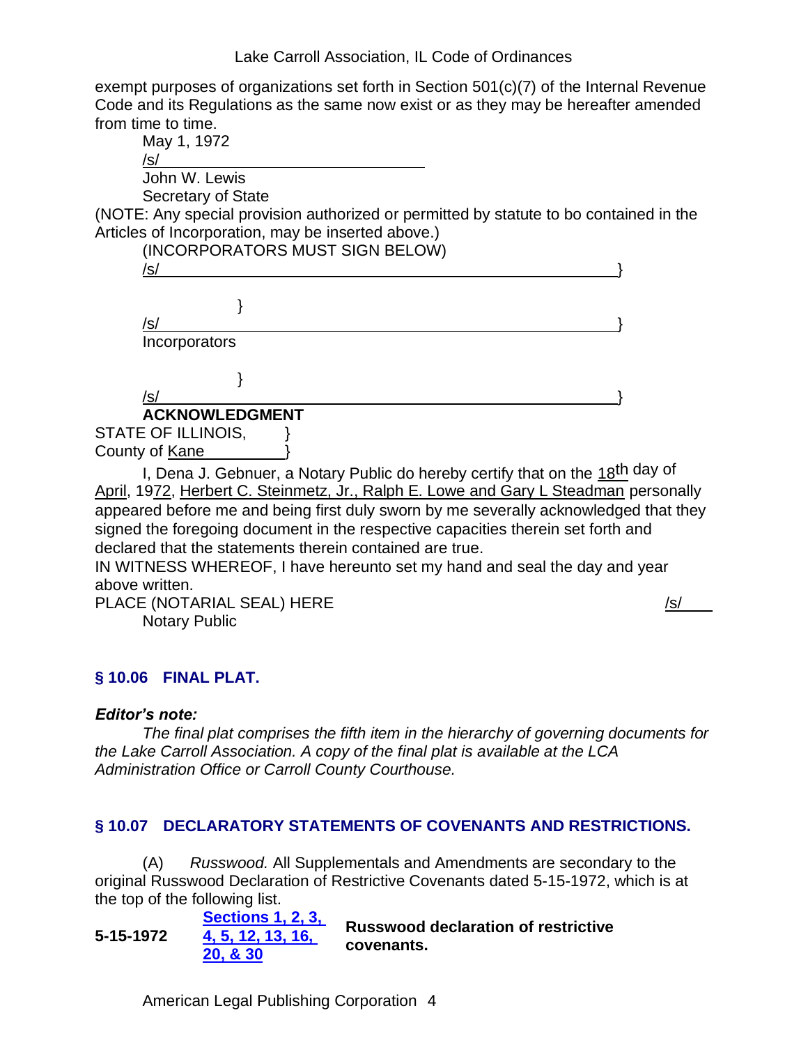exempt purposes of organizations set forth in Section 501(c)(7) of the Internal Revenue Code and its Regulations as the same now exist or as they may be hereafter amended from time to time.

May 1, 1972

/s/ ______________________________

John W. Lewis

Secretary of State

(NOTE: Any special provision authorized or permitted by statute to bo contained in the Articles of Incorporation, may be inserted above.)

(INCORPORATORS MUST SIGN BELOW)

/s/ ______________________________ }

}

/s/ ______________________________ }

Incorporators

}

/s/ ______________________________ }

**ACKNOWLEDGMENT**

STATE OF ILLINOIS, }

County of Kane }

I, Dena J. Gebnuer, a Notary Public do hereby certify that on the 18th day of April, 1972, Herbert C. Steinmetz, Jr., Ralph E. Lowe and Gary L Steadman personally appeared before me and being first duly sworn by me severally acknowledged that they signed the foregoing document in the respective capacities therein set forth and declared that the statements therein contained are true.

IN WITNESS WHEREOF, I have hereunto set my hand and seal the day and year above written.

PLACE (NOTARIAL SEAL) HERE /s/

Notary Public

## § 10.06 FINAL PLAT.

***Editor's note:***

*The final plat comprises the fifth item in the hierarchy of governing documents for the Lake Carroll Association. A copy of the final plat is available at the LCA Administration Office or Carroll County Courthouse.*

## § 10.07 DECLARATORY STATEMENTS OF COVENANTS AND RESTRICTIONS.

(A) *Russwood.* All Supplementals and Amendments are secondary to the original Russwood Declaration of Restrictive Covenants dated 5-15-1972, which is at the top of the following list.

| | | |
|---|---|---|
| **5-15-1972** | **Sections 1, 2, 3, 4, 5, 12, 13, 16, 20, & 30** | **Russwood declaration of restrictive covenants.** |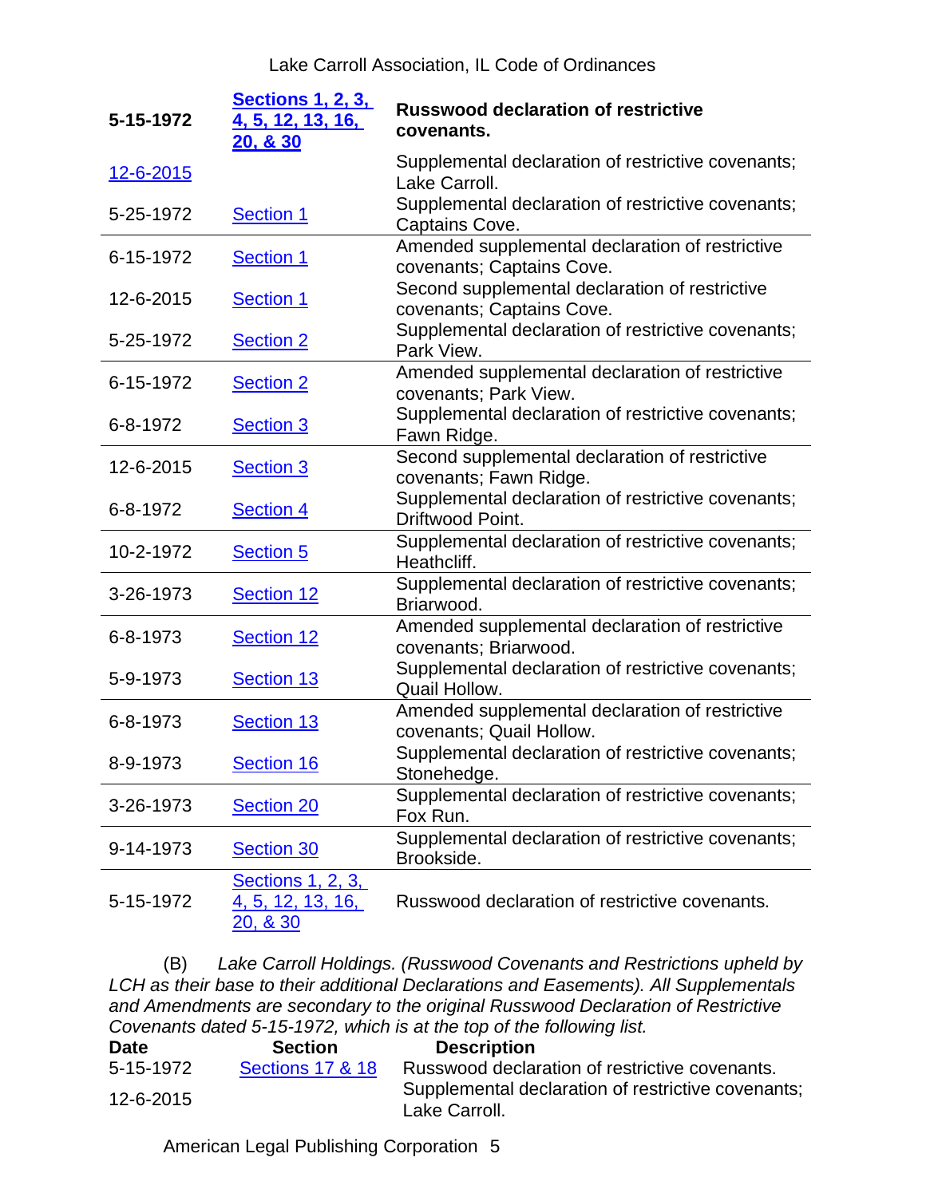| | | |
|---|---|---|
| **5-15-1972** | **Sections 1, 2, 3, 4, 5, 12, 13, 16, 20, & 30** | **Russwood declaration of restrictive covenants.** |
| 12-6-2015 | | Supplemental declaration of restrictive covenants; Lake Carroll. |
| 5-25-1972 | Section 1 | Supplemental declaration of restrictive covenants; Captains Cove. |
| 6-15-1972 | Section 1 | Amended supplemental declaration of restrictive covenants; Captains Cove. |
| 12-6-2015 | Section 1 | Second supplemental declaration of restrictive covenants; Captains Cove. |
| 5-25-1972 | Section 2 | Supplemental declaration of restrictive covenants; Park View. |
| 6-15-1972 | Section 2 | Amended supplemental declaration of restrictive covenants; Park View. |
| 6-8-1972 | Section 3 | Supplemental declaration of restrictive covenants; Fawn Ridge. |
| 12-6-2015 | Section 3 | Second supplemental declaration of restrictive covenants; Fawn Ridge. |
| 6-8-1972 | Section 4 | Supplemental declaration of restrictive covenants; Driftwood Point. |
| 10-2-1972 | Section 5 | Supplemental declaration of restrictive covenants; Heathcliff. |
| 3-26-1973 | Section 12 | Supplemental declaration of restrictive covenants; Briarwood. |
| 6-8-1973 | Section 12 | Amended supplemental declaration of restrictive covenants; Briarwood. |
| 5-9-1973 | Section 13 | Supplemental declaration of restrictive covenants; Quail Hollow. |
| 6-8-1973 | Section 13 | Amended supplemental declaration of restrictive covenants; Quail Hollow. |
| 8-9-1973 | Section 16 | Supplemental declaration of restrictive covenants; Stonehedge. |
| 3-26-1973 | Section 20 | Supplemental declaration of restrictive covenants; Fox Run. |
| 9-14-1973 | Section 30 | Supplemental declaration of restrictive covenants; Brookside. |
| 5-15-1972 | Sections 1, 2, 3, 4, 5, 12, 13, 16, 20, & 30 | Russwood declaration of restrictive covenants. |

(B) *Lake Carroll Holdings. (Russwood Covenants and Restrictions upheld by LCH as their base to their additional Declarations and Easements). All Supplementals and Amendments are secondary to the original Russwood Declaration of Restrictive Covenants dated 5-15-1972, which is at the top of the following list.*

| Date | Section | Description |
|---|---|---|
| 5-15-1972 | Sections 17 & 18 | Russwood declaration of restrictive covenants. |
| 12-6-2015 | | Supplemental declaration of restrictive covenants; Lake Carroll. |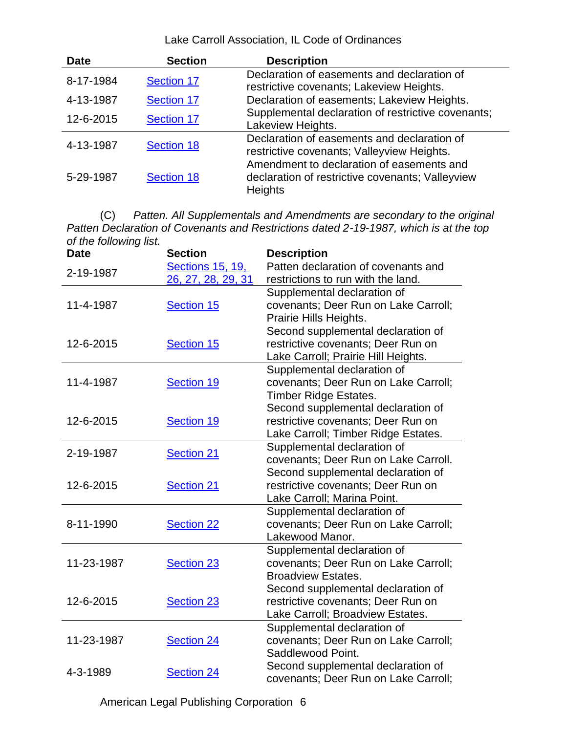| Date | Section | Description |
|---|---|---|
| 8-17-1984 | Section 17 | Declaration of easements and declaration of restrictive covenants; Lakeview Heights. |
| 4-13-1987 | Section 17 | Declaration of easements; Lakeview Heights. |
| 12-6-2015 | Section 17 | Supplemental declaration of restrictive covenants; Lakeview Heights. |
| 4-13-1987 | Section 18 | Declaration of easements and declaration of restrictive covenants; Valleyview Heights. |
| 5-29-1987 | Section 18 | Amendment to declaration of easements and declaration of restrictive covenants; Valleyview Heights |

(C) *Patten. All Supplementals and Amendments are secondary to the original Patten Declaration of Covenants and Restrictions dated 2-19-1987, which is at the top of the following list.*

| Date | Section | Description |
|---|---|---|
| 2-19-1987 | Sections 15, 19, 26, 27, 28, 29, 31 | Patten declaration of covenants and restrictions to run with the land. |
| 11-4-1987 | Section 15 | Supplemental declaration of covenants; Deer Run on Lake Carroll; Prairie Hills Heights. |
| 12-6-2015 | Section 15 | Second supplemental declaration of restrictive covenants; Deer Run on Lake Carroll; Prairie Hill Heights. |
| 11-4-1987 | Section 19 | Supplemental declaration of covenants; Deer Run on Lake Carroll; Timber Ridge Estates. |
| 12-6-2015 | Section 19 | Second supplemental declaration of restrictive covenants; Deer Run on Lake Carroll; Timber Ridge Estates. |
| 2-19-1987 | Section 21 | Supplemental declaration of covenants; Deer Run on Lake Carroll. |
| 12-6-2015 | Section 21 | Second supplemental declaration of restrictive covenants; Deer Run on Lake Carroll; Marina Point. |
| 8-11-1990 | Section 22 | Supplemental declaration of covenants; Deer Run on Lake Carroll; Lakewood Manor. |
| 11-23-1987 | Section 23 | Supplemental declaration of covenants; Deer Run on Lake Carroll; Broadview Estates. |
| 12-6-2015 | Section 23 | Second supplemental declaration of restrictive covenants; Deer Run on Lake Carroll; Broadview Estates. |
| 11-23-1987 | Section 24 | Supplemental declaration of covenants; Deer Run on Lake Carroll; Saddlewood Point. |
| 4-3-1989 | Section 24 | Second supplemental declaration of covenants; Deer Run on Lake Carroll; |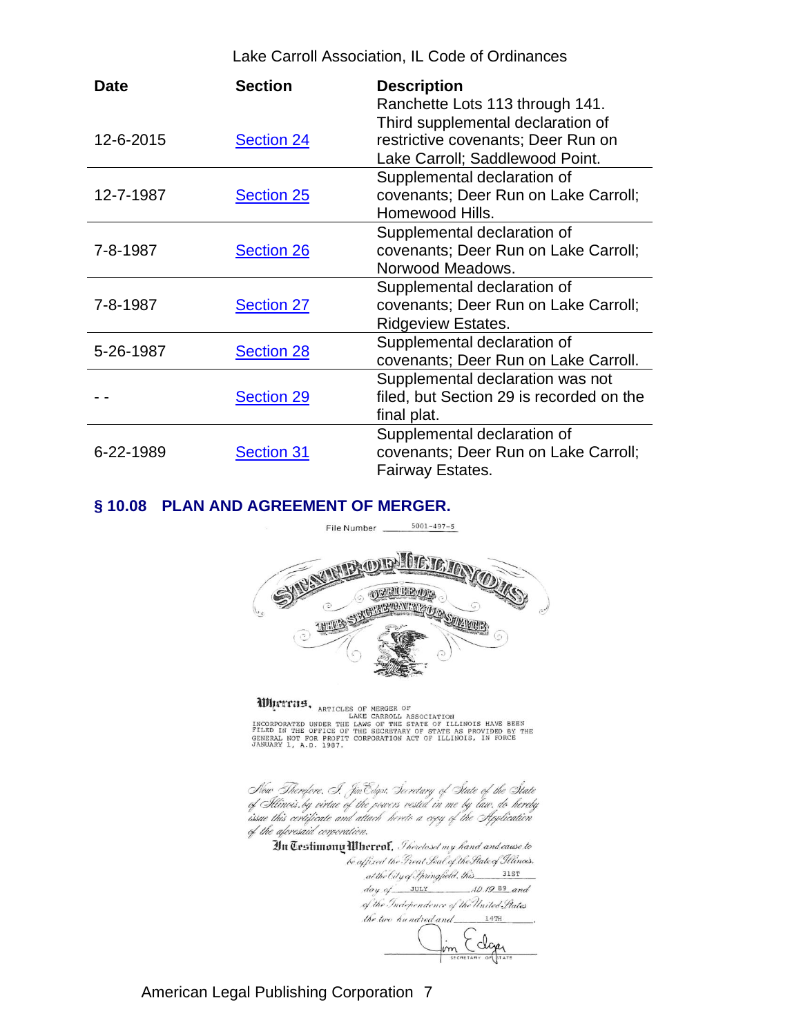| Date | Section | Description |
|---|---|---|
| 12-6-2015 | Section 24 | Ranchette Lots 113 through 141. Third supplemental declaration of restrictive covenants; Deer Run on Lake Carroll; Saddlewood Point. |
| 12-7-1987 | Section 25 | Supplemental declaration of covenants; Deer Run on Lake Carroll; Homewood Hills. |
| 7-8-1987 | Section 26 | Supplemental declaration of covenants; Deer Run on Lake Carroll; Norwood Meadows. |
| 7-8-1987 | Section 27 | Supplemental declaration of covenants; Deer Run on Lake Carroll; Ridgeview Estates. |
| 5-26-1987 | Section 28 | Supplemental declaration of covenants; Deer Run on Lake Carroll. |
| - - | Section 29 | Supplemental declaration was not filed, but Section 29 is recorded on the final plat. |
| 6-22-1989 | Section 31 | Supplemental declaration of covenants; Deer Run on Lake Carroll; Fairway Estates. |

## § 10.08 PLAN AND AGREEMENT OF MERGER.

File Number 5001-497-5

STATE OF ILLINOIS
OFFICE OF THE SECRETARY OF STATE

**Whereas,** ARTICLES OF MERGER OF LAKE CARROLL ASSOCIATION INCORPORATED UNDER THE LAWS OF THE STATE OF ILLINOIS HAVE BEEN FILED IN THE OFFICE OF THE SECRETARY OF STATE AS PROVIDED BY THE GENERAL NOT FOR PROFIT CORPORATION ACT OF ILLINOIS, IN FORCE JANUARY 1, A.D. 1987.

*Now Therefore, I, Jim Edgar, Secretary of State of the State of Illinois, by virtue of the powers vested in me by law, do hereby issue this certificate and attach hereto a copy of the Application of the aforesaid corporation.*

**In Testimony Whereof,** *I hereto set my hand and cause to be affixed the Great Seal of the State of Illinois, at the City of Springfield, this* 31ST *day of* JULY *AD 19* 89 *and of the Independence of the United States the two hundred and* 14TH.

Jim Edgar
SECRETARY OF STATE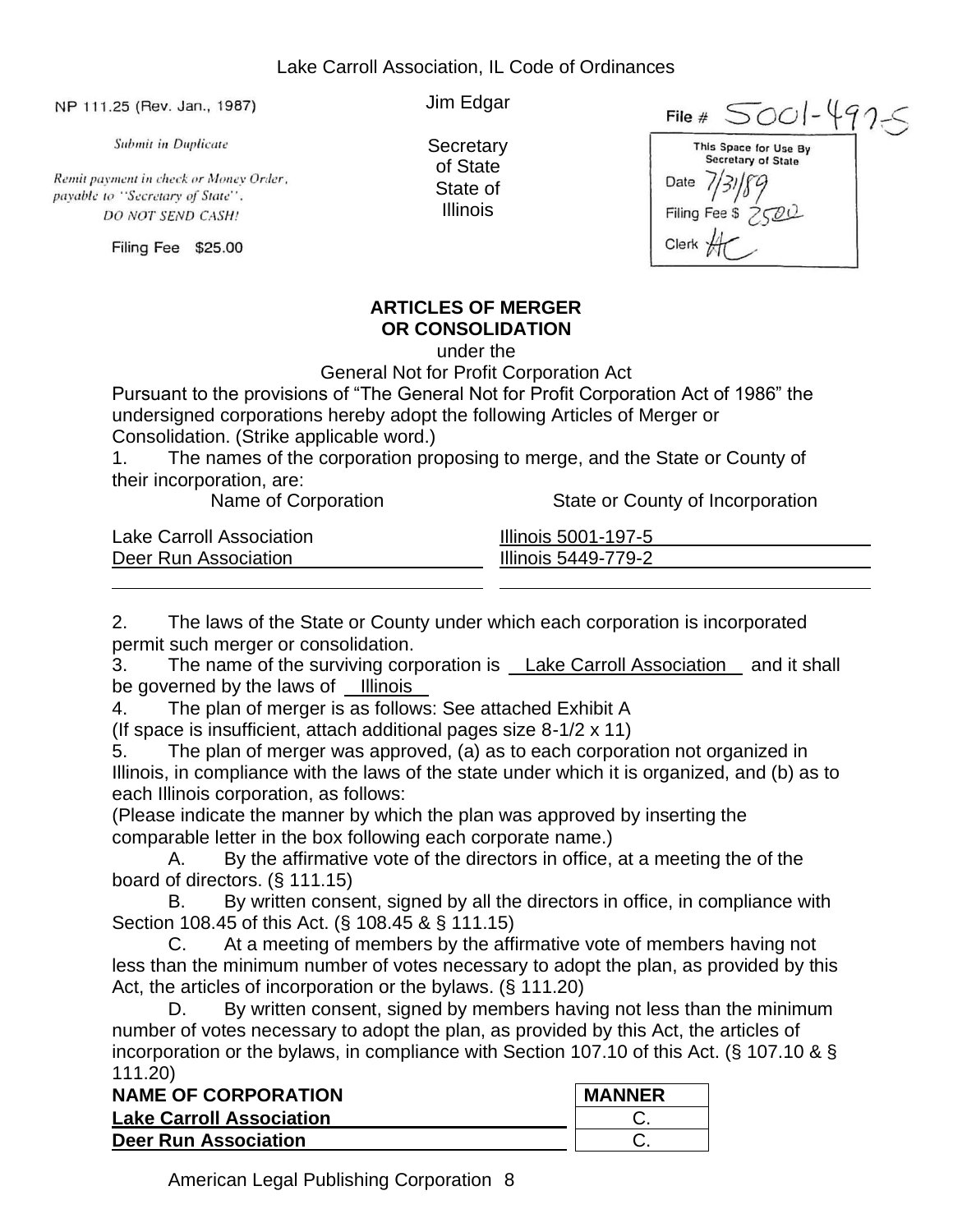NP 111.25 (Rev. Jan., 1987)

*Submit in Duplicate*

*Remit payment in check or Money Order, payable to "Secretary of State".*

*DO NOT SEND CASH!*

Filing Fee $25.00

Jim Edgar

Secretary of State State of Illinois

File # 5001-497-5

This Space for Use By Secretary of State

Date 7/31/89

Filing Fee $ 25.00

Clerk HC

**ARTICLES OF MERGER OR CONSOLIDATION**

under the

General Not for Profit Corporation Act

Pursuant to the provisions of "The General Not for Profit Corporation Act of 1986" the undersigned corporations hereby adopt the following Articles of Merger or Consolidation. (Strike applicable word.)

1. The names of the corporation proposing to merge, and the State or County of their incorporation, are:

| Name of Corporation | State or County of Incorporation |
|---|---|
| Lake Carroll Association | Illinois 5001-197-5 |
| Deer Run Association | Illinois 5449-779-2 |

2. The laws of the State or County under which each corporation is incorporated permit such merger or consolidation.
3. The name of the surviving corporation is Lake Carroll Association and it shall be governed by the laws of Illinois
4. The plan of merger is as follows: See attached Exhibit A
(If space is insufficient, attach additional pages size 8-1/2 x 11)
5. The plan of merger was approved, (a) as to each corporation not organized in Illinois, in compliance with the laws of the state under which it is organized, and (b) as to each Illinois corporation, as follows:
(Please indicate the manner by which the plan was approved by inserting the comparable letter in the box following each corporate name.)

A. By the affirmative vote of the directors in office, at a meeting the of the board of directors. (§ 111.15)

B. By written consent, signed by all the directors in office, in compliance with Section 108.45 of this Act. (§ 108.45 & § 111.15)

C. At a meeting of members by the affirmative vote of members having not less than the minimum number of votes necessary to adopt the plan, as provided by this Act, the articles of incorporation or the bylaws. (§ 111.20)

D. By written consent, signed by members having not less than the minimum number of votes necessary to adopt the plan, as provided by this Act, the articles of incorporation or the bylaws, in compliance with Section 107.10 of this Act. (§ 107.10 & § 111.20)

| **NAME OF CORPORATION** | **MANNER** |
|---|---|
| **Lake Carroll Association** | C. |
| **Deer Run Association** | C. |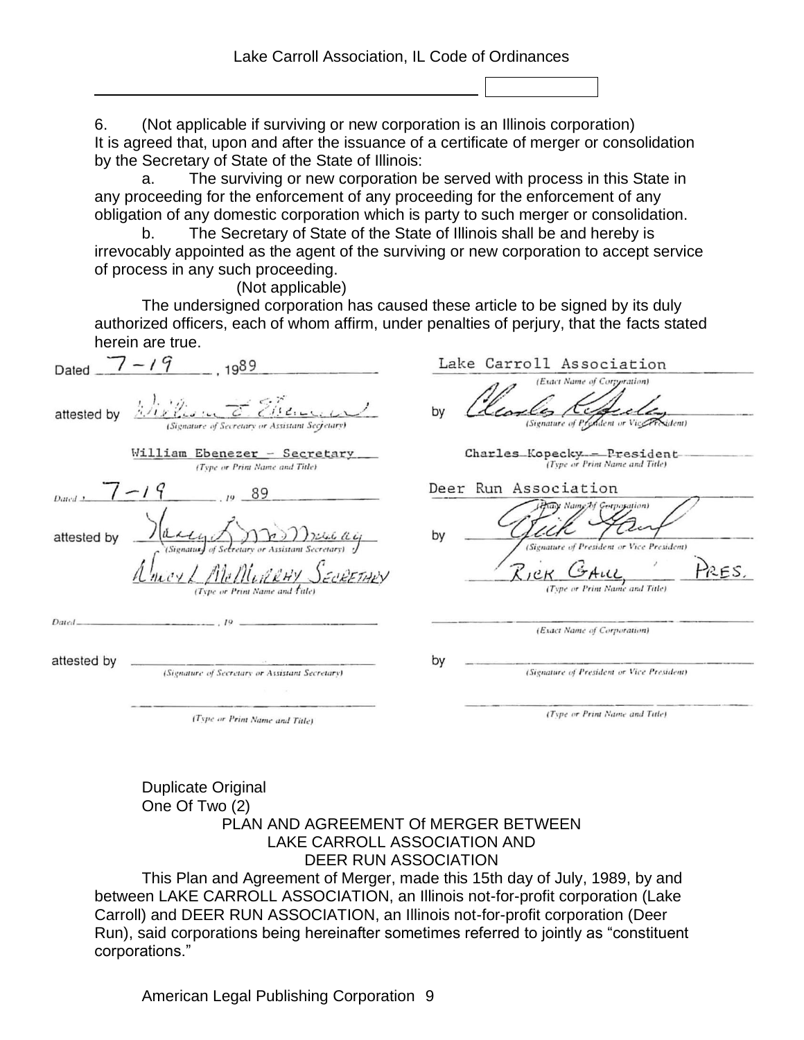6. (Not applicable if surviving or new corporation is an Illinois corporation)
It is agreed that, upon and after the issuance of a certificate of merger or consolidation by the Secretary of State of the State of Illinois:

a. The surviving or new corporation be served with process in this State in any proceeding for the enforcement of any proceeding for the enforcement of any obligation of any domestic corporation which is party to such merger or consolidation.

b. The Secretary of State of the State of Illinois shall be and hereby is irrevocably appointed as the agent of the surviving or new corporation to accept service of process in any such proceeding.

(Not applicable)

The undersigned corporation has caused these article to be signed by its duly authorized officers, each of whom affirm, under penalties of perjury, that the facts stated herein are true.

| | |
|---|---|
| Dated 7-19, 1989 | Lake Carroll Association (Exact Name of Corporation) |
| attested by [signature] (Signature of Secretary or Assistant Secretary) | by [signature] (Signature of President or Vice President) |
| William Ebenezer - Secretary (Type or Print Name and Title) | Charles Kopecky - President (Type or Print Name and Title) |
| Dated 7-19, 19 89 | Deer Run Association (Exact Name of Corporation) |
| attested by [signature] (Signature of Secretary or Assistant Secretary) | by [signature] (Signature of President or Vice President) |
| Nancy L McMurray Secretary (Type or Print Name and Title) | Rick Gaul Pres. (Type or Print Name and Title) |
| Dated \_\_\_\_, 19 \_\_\_\_ | (Exact Name of Corporation) |
| attested by (Signature of Secretary or Assistant Secretary) | by (Signature of President or Vice President) |
| (Type or Print Name and Title) | (Type or Print Name and Title) |

Duplicate Original
One Of Two (2)

PLAN AND AGREEMENT Of MERGER BETWEEN
LAKE CARROLL ASSOCIATION AND
DEER RUN ASSOCIATION

This Plan and Agreement of Merger, made this 15th day of July, 1989, by and between LAKE CARROLL ASSOCIATION, an Illinois not-for-profit corporation (Lake Carroll) and DEER RUN ASSOCIATION, an Illinois not-for-profit corporation (Deer Run), said corporations being hereinafter sometimes referred to jointly as "constituent corporations."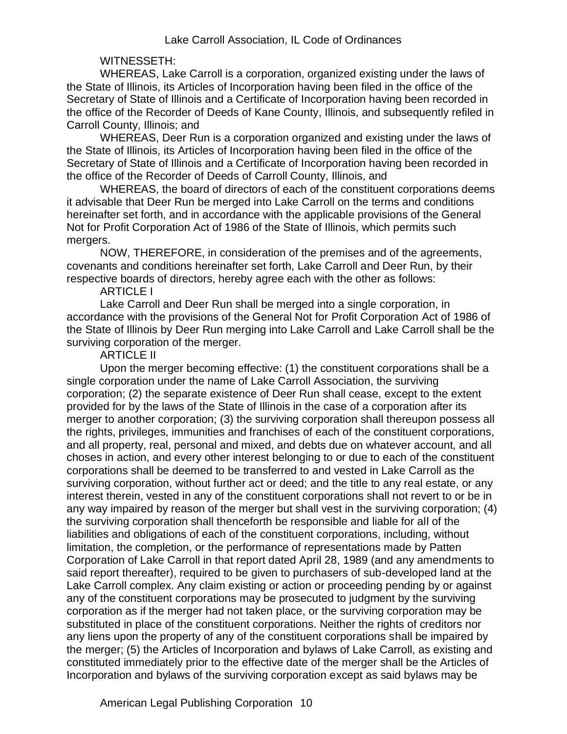WITNESSETH:

WHEREAS, Lake Carroll is a corporation, organized existing under the laws of the State of Illinois, its Articles of Incorporation having been filed in the office of the Secretary of State of Illinois and a Certificate of Incorporation having been recorded in the office of the Recorder of Deeds of Kane County, Illinois, and subsequently refiled in Carroll County, Illinois; and

WHEREAS, Deer Run is a corporation organized and existing under the laws of the State of Illinois, its Articles of Incorporation having been filed in the office of the Secretary of State of Illinois and a Certificate of Incorporation having been recorded in the office of the Recorder of Deeds of Carroll County, Illinois, and

WHEREAS, the board of directors of each of the constituent corporations deems it advisable that Deer Run be merged into Lake Carroll on the terms and conditions hereinafter set forth, and in accordance with the applicable provisions of the General Not for Profit Corporation Act of 1986 of the State of Illinois, which permits such mergers.

NOW, THEREFORE, in consideration of the premises and of the agreements, covenants and conditions hereinafter set forth, Lake Carroll and Deer Run, by their respective boards of directors, hereby agree each with the other as follows:

ARTICLE I

Lake Carroll and Deer Run shall be merged into a single corporation, in accordance with the provisions of the General Not for Profit Corporation Act of 1986 of the State of Illinois by Deer Run merging into Lake Carroll and Lake Carroll shall be the surviving corporation of the merger.

ARTICLE II

Upon the merger becoming effective: (1) the constituent corporations shall be a single corporation under the name of Lake Carroll Association, the surviving corporation; (2) the separate existence of Deer Run shall cease, except to the extent provided for by the laws of the State of Illinois in the case of a corporation after its merger to another corporation; (3) the surviving corporation shall thereupon possess all the rights, privileges, immunities and franchises of each of the constituent corporations, and all property, real, personal and mixed, and debts due on whatever account, and all choses in action, and every other interest belonging to or due to each of the constituent corporations shall be deemed to be transferred to and vested in Lake Carroll as the surviving corporation, without further act or deed; and the title to any real estate, or any interest therein, vested in any of the constituent corporations shall not revert to or be in any way impaired by reason of the merger but shall vest in the surviving corporation; (4) the surviving corporation shall thenceforth be responsible and liable for all of the liabilities and obligations of each of the constituent corporations, including, without limitation, the completion, or the performance of representations made by Patten Corporation of Lake Carroll in that report dated April 28, 1989 (and any amendments to said report thereafter), required to be given to purchasers of sub-developed land at the Lake Carroll complex. Any claim existing or action or proceeding pending by or against any of the constituent corporations may be prosecuted to judgment by the surviving corporation as if the merger had not taken place, or the surviving corporation may be substituted in place of the constituent corporations. Neither the rights of creditors nor any liens upon the property of any of the constituent corporations shall be impaired by the merger; (5) the Articles of Incorporation and bylaws of Lake Carroll, as existing and constituted immediately prior to the effective date of the merger shall be the Articles of Incorporation and bylaws of the surviving corporation except as said bylaws may be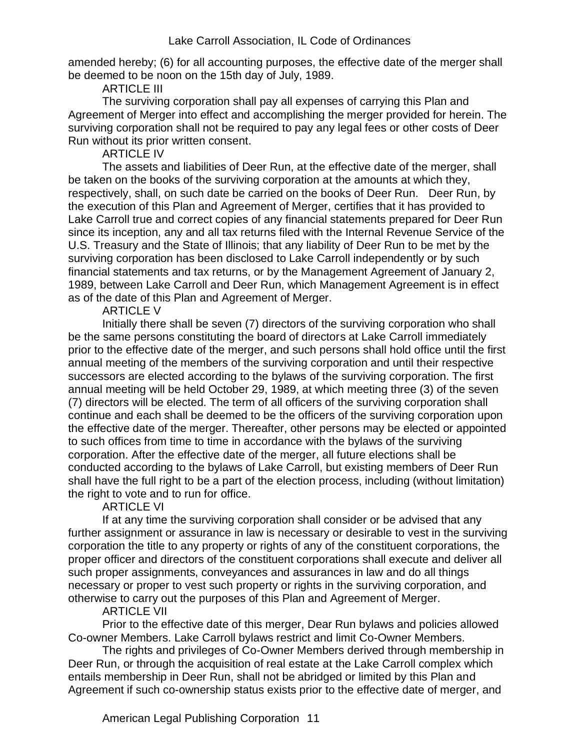amended hereby; (6) for all accounting purposes, the effective date of the merger shall be deemed to be noon on the 15th day of July, 1989.

ARTICLE III

The surviving corporation shall pay all expenses of carrying this Plan and Agreement of Merger into effect and accomplishing the merger provided for herein. The surviving corporation shall not be required to pay any legal fees or other costs of Deer Run without its prior written consent.

ARTICLE IV

The assets and liabilities of Deer Run, at the effective date of the merger, shall be taken on the books of the surviving corporation at the amounts at which they, respectively, shall, on such date be carried on the books of Deer Run. Deer Run, by the execution of this Plan and Agreement of Merger, certifies that it has provided to Lake Carroll true and correct copies of any financial statements prepared for Deer Run since its inception, any and all tax returns filed with the Internal Revenue Service of the U.S. Treasury and the State of Illinois; that any liability of Deer Run to be met by the surviving corporation has been disclosed to Lake Carroll independently or by such financial statements and tax returns, or by the Management Agreement of January 2, 1989, between Lake Carroll and Deer Run, which Management Agreement is in effect as of the date of this Plan and Agreement of Merger.

ARTICLE V

Initially there shall be seven (7) directors of the surviving corporation who shall be the same persons constituting the board of directors at Lake Carroll immediately prior to the effective date of the merger, and such persons shall hold office until the first annual meeting of the members of the surviving corporation and until their respective successors are elected according to the bylaws of the surviving corporation. The first annual meeting will be held October 29, 1989, at which meeting three (3) of the seven (7) directors will be elected. The term of all officers of the surviving corporation shall continue and each shall be deemed to be the officers of the surviving corporation upon the effective date of the merger. Thereafter, other persons may be elected or appointed to such offices from time to time in accordance with the bylaws of the surviving corporation. After the effective date of the merger, all future elections shall be conducted according to the bylaws of Lake Carroll, but existing members of Deer Run shall have the full right to be a part of the election process, including (without limitation) the right to vote and to run for office.

ARTICLE VI

If at any time the surviving corporation shall consider or be advised that any further assignment or assurance in law is necessary or desirable to vest in the surviving corporation the title to any property or rights of any of the constituent corporations, the proper officer and directors of the constituent corporations shall execute and deliver all such proper assignments, conveyances and assurances in law and do all things necessary or proper to vest such property or rights in the surviving corporation, and otherwise to carry out the purposes of this Plan and Agreement of Merger.

ARTICLE VII

Prior to the effective date of this merger, Dear Run bylaws and policies allowed Co-owner Members. Lake Carroll bylaws restrict and limit Co-Owner Members.

The rights and privileges of Co-Owner Members derived through membership in Deer Run, or through the acquisition of real estate at the Lake Carroll complex which entails membership in Deer Run, shall not be abridged or limited by this Plan and Agreement if such co-ownership status exists prior to the effective date of merger, and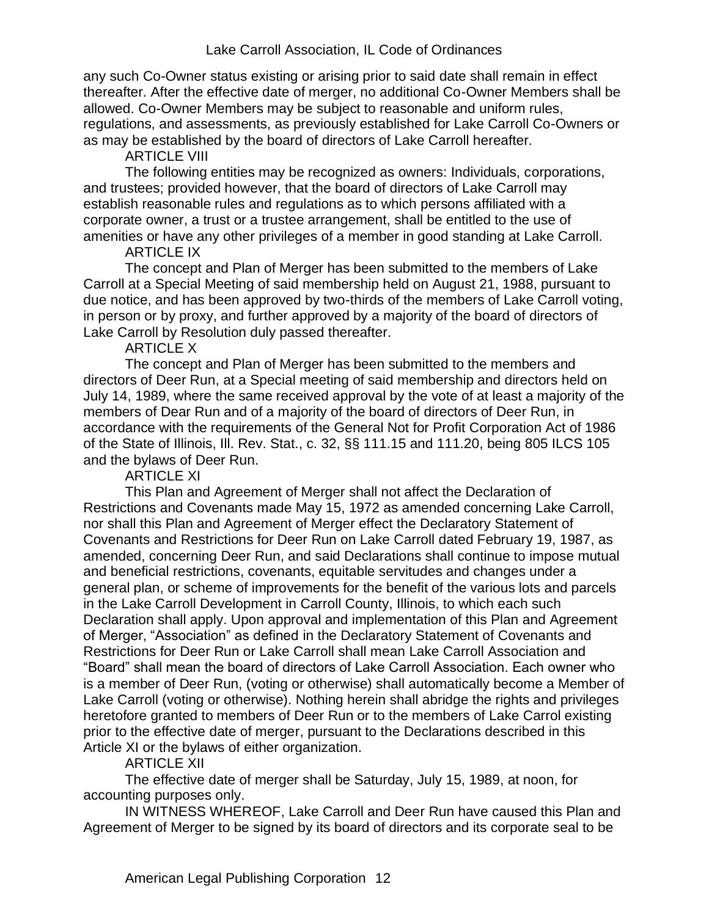any such Co-Owner status existing or arising prior to said date shall remain in effect thereafter. After the effective date of merger, no additional Co-Owner Members shall be allowed. Co-Owner Members may be subject to reasonable and uniform rules, regulations, and assessments, as previously established for Lake Carroll Co-Owners or as may be established by the board of directors of Lake Carroll hereafter.

ARTICLE VIII

The following entities may be recognized as owners: Individuals, corporations, and trustees; provided however, that the board of directors of Lake Carroll may establish reasonable rules and regulations as to which persons affiliated with a corporate owner, a trust or a trustee arrangement, shall be entitled to the use of amenities or have any other privileges of a member in good standing at Lake Carroll.

ARTICLE IX

The concept and Plan of Merger has been submitted to the members of Lake Carroll at a Special Meeting of said membership held on August 21, 1988, pursuant to due notice, and has been approved by two-thirds of the members of Lake Carroll voting, in person or by proxy, and further approved by a majority of the board of directors of Lake Carroll by Resolution duly passed thereafter.

ARTICLE X

The concept and Plan of Merger has been submitted to the members and directors of Deer Run, at a Special meeting of said membership and directors held on July 14, 1989, where the same received approval by the vote of at least a majority of the members of Dear Run and of a majority of the board of directors of Deer Run, in accordance with the requirements of the General Not for Profit Corporation Act of 1986 of the State of Illinois, Ill. Rev. Stat., c. 32, §§ 111.15 and 111.20, being 805 ILCS 105 and the bylaws of Deer Run.

ARTICLE XI

This Plan and Agreement of Merger shall not affect the Declaration of Restrictions and Covenants made May 15, 1972 as amended concerning Lake Carroll, nor shall this Plan and Agreement of Merger effect the Declaratory Statement of Covenants and Restrictions for Deer Run on Lake Carroll dated February 19, 1987, as amended, concerning Deer Run, and said Declarations shall continue to impose mutual and beneficial restrictions, covenants, equitable servitudes and changes under a general plan, or scheme of improvements for the benefit of the various lots and parcels in the Lake Carroll Development in Carroll County, Illinois, to which each such Declaration shall apply. Upon approval and implementation of this Plan and Agreement of Merger, "Association" as defined in the Declaratory Statement of Covenants and Restrictions for Deer Run or Lake Carroll shall mean Lake Carroll Association and "Board" shall mean the board of directors of Lake Carroll Association. Each owner who is a member of Deer Run, (voting or otherwise) shall automatically become a Member of Lake Carroll (voting or otherwise). Nothing herein shall abridge the rights and privileges heretofore granted to members of Deer Run or to the members of Lake Carrol existing prior to the effective date of merger, pursuant to the Declarations described in this Article XI or the bylaws of either organization.

ARTICLE XII

The effective date of merger shall be Saturday, July 15, 1989, at noon, for accounting purposes only.

IN WITNESS WHEREOF, Lake Carroll and Deer Run have caused this Plan and Agreement of Merger to be signed by its board of directors and its corporate seal to be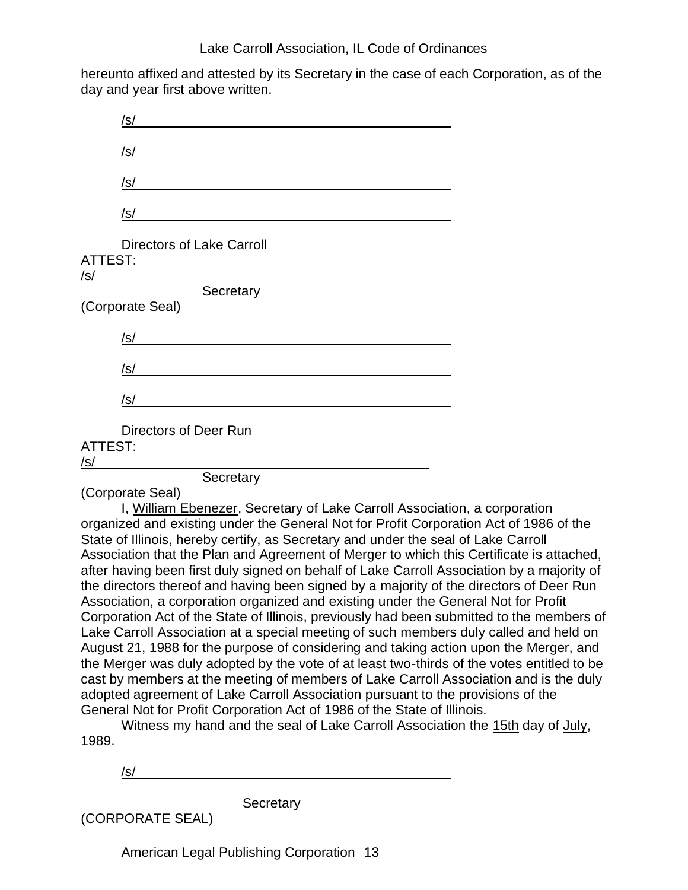hereunto affixed and attested by its Secretary in the case of each Corporation, as of the day and year first above written.

/s/ ____________________________________________

/s/ ____________________________________________

/s/ ____________________________________________

/s/ ____________________________________________

Directors of Lake Carroll

ATTEST:

/s/ ____________________________________________

Secretary

(Corporate Seal)

/s/ ____________________________________________

/s/ ____________________________________________

/s/ ____________________________________________

Directors of Deer Run

ATTEST:

/s/ ____________________________________________

Secretary

(Corporate Seal)

I, William Ebenezer, Secretary of Lake Carroll Association, a corporation organized and existing under the General Not for Profit Corporation Act of 1986 of the State of Illinois, hereby certify, as Secretary and under the seal of Lake Carroll Association that the Plan and Agreement of Merger to which this Certificate is attached, after having been first duly signed on behalf of Lake Carroll Association by a majority of the directors thereof and having been signed by a majority of the directors of Deer Run Association, a corporation organized and existing under the General Not for Profit Corporation Act of the State of Illinois, previously had been submitted to the members of Lake Carroll Association at a special meeting of such members duly called and held on August 21, 1988 for the purpose of considering and taking action upon the Merger, and the Merger was duly adopted by the vote of at least two-thirds of the votes entitled to be cast by members at the meeting of members of Lake Carroll Association and is the duly adopted agreement of Lake Carroll Association pursuant to the provisions of the General Not for Profit Corporation Act of 1986 of the State of Illinois.

Witness my hand and the seal of Lake Carroll Association the 15th day of July, 1989.

/s/ ____________________________________________

Secretary

(CORPORATE SEAL)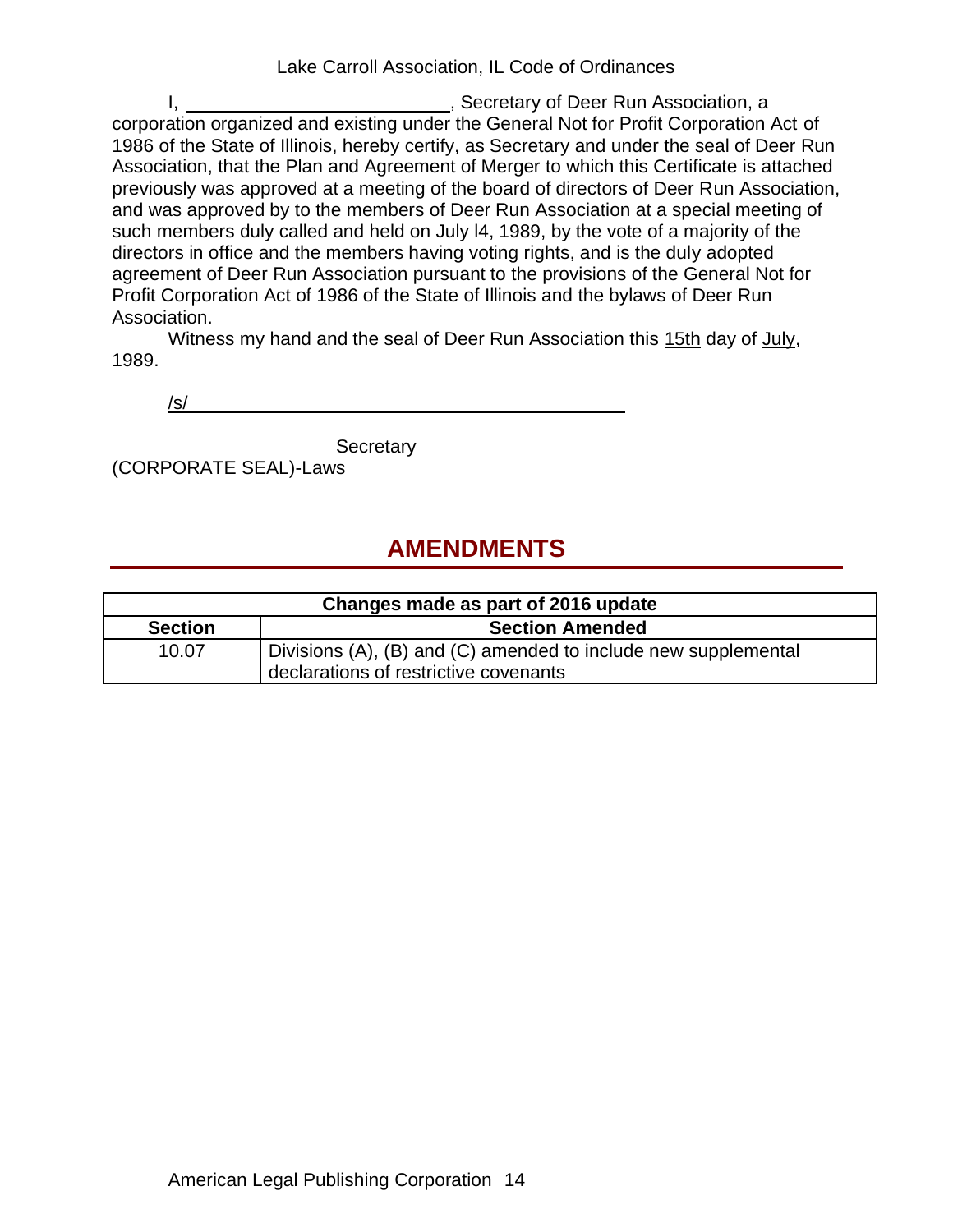I, _________________________, Secretary of Deer Run Association, a corporation organized and existing under the General Not for Profit Corporation Act of 1986 of the State of Illinois, hereby certify, as Secretary and under the seal of Deer Run Association, that the Plan and Agreement of Merger to which this Certificate is attached previously was approved at a meeting of the board of directors of Deer Run Association, and was approved by to the members of Deer Run Association at a special meeting of such members duly called and held on July l4, 1989, by the vote of a majority of the directors in office and the members having voting rights, and is the duly adopted agreement of Deer Run Association pursuant to the provisions of the General Not for Profit Corporation Act of 1986 of the State of Illinois and the bylaws of Deer Run Association.

Witness my hand and the seal of Deer Run Association this 15th day of July, 1989.

/s/ ___________________________________

Secretary

(CORPORATE SEAL)-Laws

## AMENDMENTS

| Changes made as part of 2016 update | |
|---|---|
| **Section** | **Section Amended** |
| 10.07 | Divisions (A), (B) and (C) amended to include new supplemental declarations of restrictive covenants |